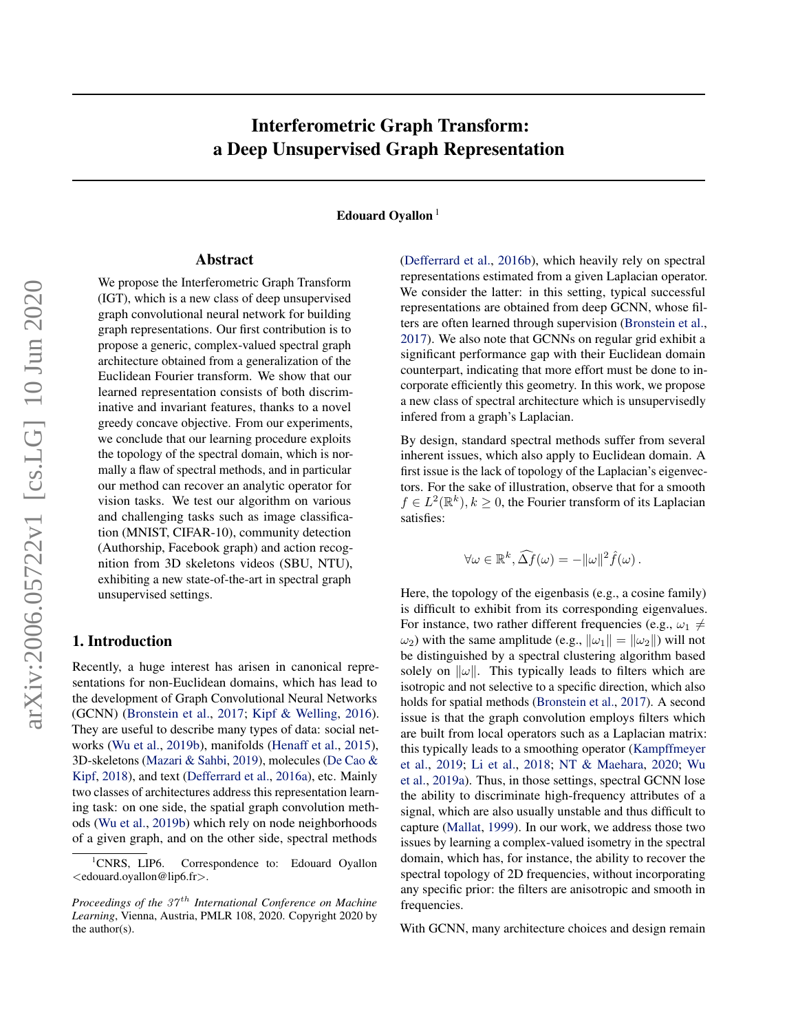# Interferometric Graph Transform: a Deep Unsupervised Graph Representation

**Edouard Oyallon** [1]

## Abstract

We propose the Interferometric Graph Transform (IGT), which is a new class of deep unsupervised graph convolutional neural network for building graph representations. Our first contribution is to propose a generic, complex-valued spectral graph architecture obtained from a generalization of the Euclidean Fourier transform. We show that our learned representation consists of both discriminative and invariant features, thanks to a novel greedy concave objective. From our experiments, we conclude that our learning procedure exploits the topology of the spectral domain, which is normally a flaw of spectral methods, and in particular our method can recover an analytic operator for vision tasks. We test our algorithm on various and challenging tasks such as image classification (MNIST, CIFAR-10), community detection (Authorship, Facebook graph) and action recognition from 3D skeletons videos (SBU, NTU), exhibiting a new state-of-the-art in spectral graph unsupervised settings.

## 1. Introduction

Recently, a huge interest has arisen in canonical representations for non-Euclidean domains, which has lead to the development of Graph Convolutional Neural Networks (GCNN) (Bronstein et al., 2017; Kipf & Welling, 2016). They are useful to describe many types of data: social networks (Wu et al., 2019b), manifolds (Henaff et al., 2015), 3D-skeletons (Mazari & Sahbi, 2019), molecules (De Cao & Kipf, 2018), and text (Defferrard et al., 2016a), etc. Mainly two classes of architectures address this representation learning task: on one side, the spatial graph convolution methods (Wu et al., 2019b) which rely on node neighborhoods of a given graph, and on the other side, spectral methods (Defferrard et al., 2016b), which heavily rely on spectral representations estimated from a given Laplacian operator. We consider the latter: in this setting, typical successful representations are obtained from deep GCNN, whose filters are often learned through supervision (Bronstein et al., 2017). We also note that GCNNs on regular grid exhibit a significant performance gap with their Euclidean domain counterpart, indicating that more effort must be done to incorporate efficiently this geometry. In this work, we propose a new class of spectral architecture which is unsupervisedly infered from a graph's Laplacian.

By design, standard spectral methods suffer from several inherent issues, which also apply to Euclidean domain. A first issue is the lack of topology of the Laplacian's eigenvectors. For the sake of illustration, observe that for a smooth $f \in L^2(\mathbb{R}^k), k \geq 0$, the Fourier transform of its Laplacian satisfies:

$$\forall \omega \in \mathbb{R}^k, \widehat{\Delta f}(\omega) = -\|\omega\|^2 \hat{f}(\omega)\,.$$

Here, the topology of the eigenbasis (e.g., a cosine family) is difficult to exhibit from its corresponding eigenvalues. For instance, two rather different frequencies (e.g., $\omega_1 \neq \omega_2$) with the same amplitude (e.g., $\|\omega_1\| = \|\omega_2\|$) will not be distinguished by a spectral clustering algorithm based solely on $\|\omega\|$. This typically leads to filters which are isotropic and not selective to a specific direction, which also holds for spatial methods (Bronstein et al., 2017). A second issue is that the graph convolution employs filters which are built from local operators such as a Laplacian matrix: this typically leads to a smoothing operator (Kampffmeyer et al., 2019; Li et al., 2018; NT & Maehara, 2020; Wu et al., 2019a). Thus, in those settings, spectral GCNN lose the ability to discriminate high-frequency attributes of a signal, which are also usually unstable and thus difficult to capture (Mallat, 1999). In our work, we address those two issues by learning a complex-valued isometry in the spectral domain, which has, for instance, the ability to recover the spectral topology of 2D frequencies, without incorporating any specific prior: the filters are anisotropic and smooth in frequencies.

With GCNN, many architecture choices and design remain

[1] CNRS, LIP6. Correspondence to: Edouard Oyallon <edouard.oyallon@lip6.fr>.

*Proceedings of the 37th International Conference on Machine Learning*, Vienna, Austria, PMLR 108, 2020. Copyright 2020 by the author(s).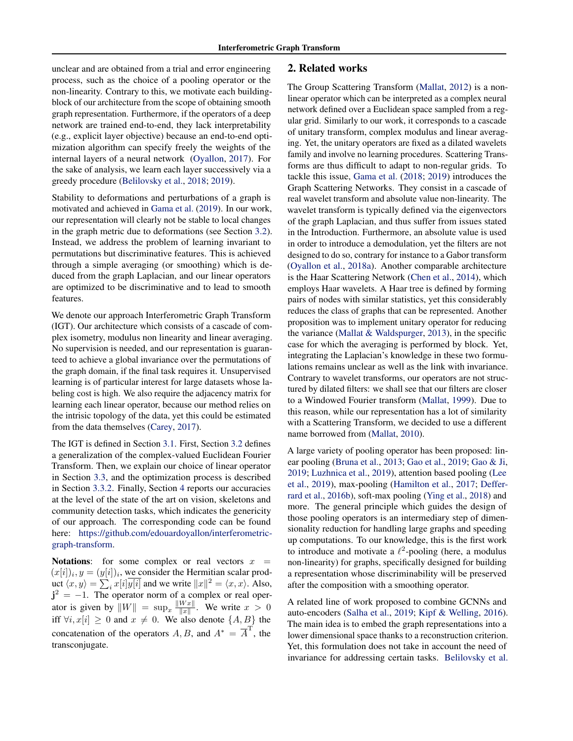unclear and are obtained from a trial and error engineering process, such as the choice of a pooling operator or the non-linearity. Contrary to this, we motivate each building-block of our architecture from the scope of obtaining smooth graph representation. Furthermore, if the operators of a deep network are trained end-to-end, they lack interpretability (e.g., explicit layer objective) because an end-to-end optimization algorithm can specify freely the weights of the internal layers of a neural network (Oyallon, 2017). For the sake of analysis, we learn each layer successively via a greedy procedure (Belilovsky et al., 2018; 2019).

Stability to deformations and perturbations of a graph is motivated and achieved in Gama et al. (2019). In our work, our representation will clearly not be stable to local changes in the graph metric due to deformations (see Section 3.2). Instead, we address the problem of learning invariant to permutations but discriminative features. This is achieved through a simple averaging (or smoothing) which is deduced from the graph Laplacian, and our linear operators are optimized to be discriminative and to lead to smooth features.

We denote our approach Interferometric Graph Transform (IGT). Our architecture which consists of a cascade of complex isometry, modulus non linearity and linear averaging. No supervision is needed, and our representation is guaranteed to achieve a global invariance over the permutations of the graph domain, if the final task requires it. Unsupervised learning is of particular interest for large datasets whose labeling cost is high. We also require the adjacency matrix for learning each linear operator, because our method relies on the intrisic topology of the data, yet this could be estimated from the data themselves (Carey, 2017).

The IGT is defined in Section 3.1. First, Section 3.2 defines a generalization of the complex-valued Euclidean Fourier Transform. Then, we explain our choice of linear operator in Section 3.3, and the optimization process is described in Section 3.3.2. Finally, Section 4 reports our accuracies at the level of the state of the art on vision, skeletons and community detection tasks, which indicates the genericity of our approach. The corresponding code can be found here: https://github.com/edouardoyallon/interferometric-graph-transform.

**Notations**: for some complex or real vectors $x = (x[i])_i, y = (y[i])_i$, we consider the Hermitian scalar product $\langle x, y\rangle = \sum_i x[i]\overline{y[i]}$ and we write $\|x\|^2 = \langle x, x\rangle$. Also, $\mathbf{j}^2 = -1$. The operator norm of a complex or real operator is given by $\|W\| = \sup_x \frac{\|Wx\|}{\|x\|}$. We write $x > 0$ iff $\forall i, x[i] \geq 0$ and $x \neq 0$. We also denote $\{A, B\}$ the concatenation of the operators $A, B$, and $A^* = \overline{A}^{\mathrm{T}}$, the transconjugate.

## 2. Related works

The Group Scattering Transform (Mallat, 2012) is a non-linear operator which can be interpreted as a complex neural network defined over a Euclidean space sampled from a regular grid. Similarly to our work, it corresponds to a cascade of unitary transform, complex modulus and linear averaging. Yet, the unitary operators are fixed as a dilated wavelets family and involve no learning procedures. Scattering Transforms are thus difficult to adapt to non-regular grids. To tackle this issue, Gama et al. (2018; 2019) introduces the Graph Scattering Networks. They consist in a cascade of real wavelet transform and absolute value non-linearity. The wavelet transform is typically defined via the eigenvectors of the graph Laplacian, and thus suffer from issues stated in the Introduction. Furthermore, an absolute value is used in order to introduce a demodulation, yet the filters are not designed to do so, contrary for instance to a Gabor transform (Oyallon et al., 2018a). Another comparable architecture is the Haar Scattering Network (Chen et al., 2014), which employs Haar wavelets. A Haar tree is defined by forming pairs of nodes with similar statistics, yet this considerably reduces the class of graphs that can be represented. Another proposition was to implement unitary operator for reducing the variance (Mallat & Waldspurger, 2013), in the specific case for which the averaging is performed by block. Yet, integrating the Laplacian's knowledge in these two formulations remains unclear as well as the link with invariance. Contrary to wavelet transforms, our operators are not structured by dilated filters: we shall see that our filters are closer to a Windowed Fourier transform (Mallat, 1999). Due to this reason, while our representation has a lot of similarity with a Scattering Transform, we decided to use a different name borrowed from (Mallat, 2010).

A large variety of pooling operator has been proposed: linear pooling (Bruna et al., 2013; Gao et al., 2019; Gao & Ji, 2019; Luzhnica et al., 2019), attention based pooling (Lee et al., 2019), max-pooling (Hamilton et al., 2017; Defferrard et al., 2016b), soft-max pooling (Ying et al., 2018) and more. The general principle which guides the design of those pooling operators is an intermediary step of dimensionality reduction for handling large graphs and speeding up computations. To our knowledge, this is the first work to introduce and motivate a $\ell^2$-pooling (here, a modulus non-linearity) for graphs, specifically designed for building a representation whose discriminability will be preserved after the composition with a smoothing operator.

A related line of work proposed to combine GCNNs and auto-encoders (Salha et al., 2019; Kipf & Welling, 2016). The main idea is to embed the graph representations into a lower dimensional space thanks to a reconstruction criterion. Yet, this formulation does not take in account the need of invariance for addressing certain tasks. Belilovsky et al.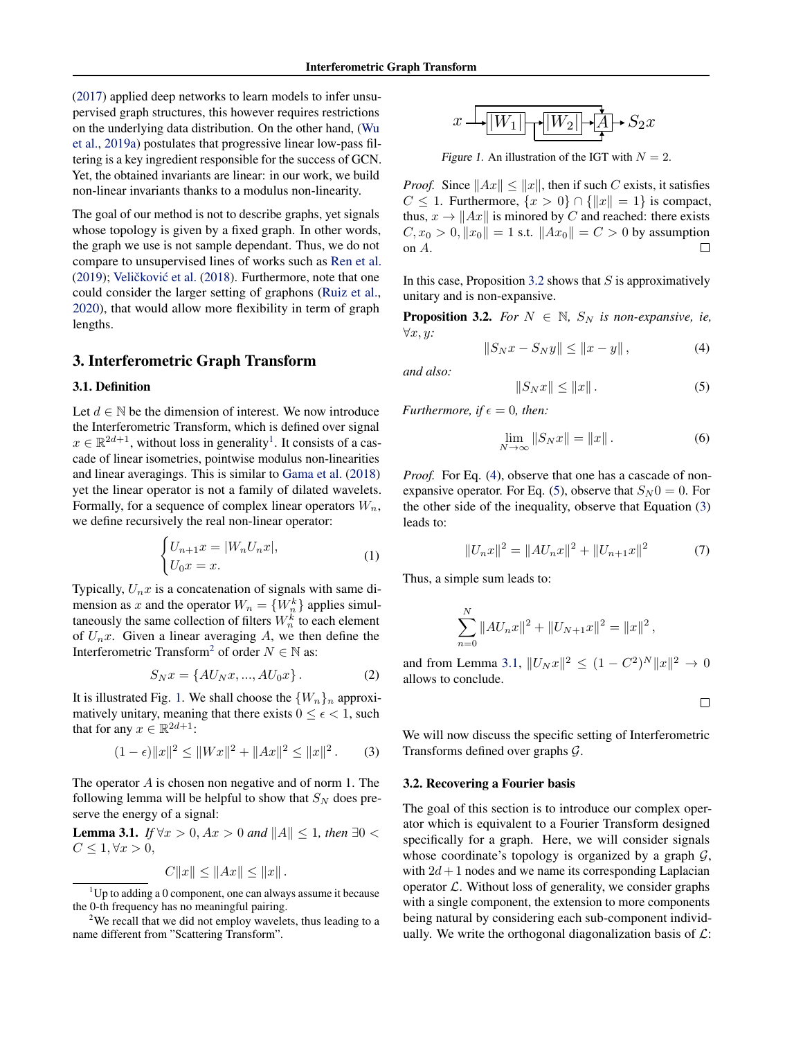(2017) applied deep networks to learn models to infer unsupervised graph structures, this however requires restrictions on the underlying data distribution. On the other hand, (Wu et al., 2019a) postulates that progressive linear low-pass filtering is a key ingredient responsible for the success of GCN. Yet, the obtained invariants are linear: in our work, we build non-linear invariants thanks to a modulus non-linearity.

The goal of our method is not to describe graphs, yet signals whose topology is given by a fixed graph. In other words, the graph we use is not sample dependant. Thus, we do not compare to unsupervised lines of works such as Ren et al. (2019); Veličković et al. (2018). Furthermore, note that one could consider the larger setting of graphons (Ruiz et al., 2020), that would allow more flexibility in term of graph lengths.

## 3. Interferometric Graph Transform

### 3.1. Definition

Let $d \in \mathbb{N}$ be the dimension of interest. We now introduce the Interferometric Transform, which is defined over signal $x \in \mathbb{R}^{2d+1}$, without loss in generality[1]. It consists of a cascade of linear isometries, pointwise modulus non-linearities and linear averagings. This is similar to Gama et al. (2018) yet the linear operator is not a family of dilated wavelets. Formally, for a sequence of complex linear operators $W_n$, we define recursively the real non-linear operator:

$$\begin{cases} U_{n+1}x = |W_n U_n x|, \\ U_0 x = x. \end{cases} \quad (1)$$

Typically, $U_n x$ is a concatenation of signals with same dimension as $x$ and the operator $W_n = \{W_n^k\}$ applies simultaneously the same collection of filters $W_n^k$ to each element of $U_n x$. Given a linear averaging $A$, we then define the Interferometric Transform[2] of order $N \in \mathbb{N}$ as:

$$S_N x = \{AU_N x, ..., AU_0 x\} . \quad (2)$$

It is illustrated Fig. 1. We shall choose the $\{W_n\}_n$ approximatively unitary, meaning that there exists $0 \leq \epsilon < 1$, such that for any $x \in \mathbb{R}^{2d+1}$:

$$(1-\epsilon)\|x\|^2 \leq \|Wx\|^2 + \|Ax\|^2 \leq \|x\|^2 . \quad (3)$$

The operator $A$ is chosen non negative and of norm 1. The following lemma will be helpful to show that $S_N$ does preserve the energy of a signal:

**Lemma 3.1.** *If $\forall x > 0, Ax > 0$ and $\|A\| \leq 1$, then $\exists 0 < C \leq 1, \forall x > 0,$*

$$C\|x\| \leq \|Ax\| \leq \|x\| .$$

[1] Up to adding a 0 component, one can always assume it because the 0-th frequency has no meaningful pairing.

[2] We recall that we did not employ wavelets, thus leading to a name different from "Scattering Transform".

Figure 1. An illustration of the IGT with $N = 2$.

*Proof.* Since $\|Ax\| \leq \|x\|$, then if such $C$ exists, it satisfies $C \leq 1$. Furthermore, $\{x > 0\} \cap \{\|x\| = 1\}$ is compact, thus, $x \to \|Ax\|$ is minored by $C$ and reached: there exists $C, x_0 > 0, \|x_0\| = 1$ s.t. $\|Ax_0\| = C > 0$ by assumption on $A$. □

In this case, Proposition 3.2 shows that $S$ is approximatively unitary and is non-expansive.

**Proposition 3.2.** *For $N \in \mathbb{N}$, $S_N$ is non-expansive, ie, $\forall x, y$:*

$$\|S_N x - S_N y\| \leq \|x - y\| , \quad (4)$$

*and also:*

$$\|S_N x\| \leq \|x\| . \quad (5)$$

*Furthermore, if $\epsilon = 0$, then:*

$$\lim_{N \to \infty} \|S_N x\| = \|x\| . \quad (6)$$

*Proof.* For Eq. (4), observe that one has a cascade of non-expansive operator. For Eq. (5), observe that $S_N 0 = 0$. For the other side of the inequality, observe that Equation (3) leads to:

$$\|U_n x\|^2 = \|AU_n x\|^2 + \|U_{n+1}x\|^2 \quad (7)$$

Thus, a simple sum leads to:

$$\sum_{n=0}^{N} \|AU_n x\|^2 + \|U_{N+1}x\|^2 = \|x\|^2 ,$$

and from Lemma 3.1, $\|U_N x\|^2 \leq (1 - C^2)^N \|x\|^2 \to 0$ allows to conclude. □

We will now discuss the specific setting of Interferometric Transforms defined over graphs $\mathcal{G}$.

### 3.2. Recovering a Fourier basis

The goal of this section is to introduce our complex operator which is equivalent to a Fourier Transform designed specifically for a graph. Here, we will consider signals whose coordinate's topology is organized by a graph $\mathcal{G}$, with $2d + 1$ nodes and we name its corresponding Laplacian operator $\mathcal{L}$. Without loss of generality, we consider graphs with a single component, the extension to more components being natural by considering each sub-component individually. We write the orthogonal diagonalization basis of $\mathcal{L}$: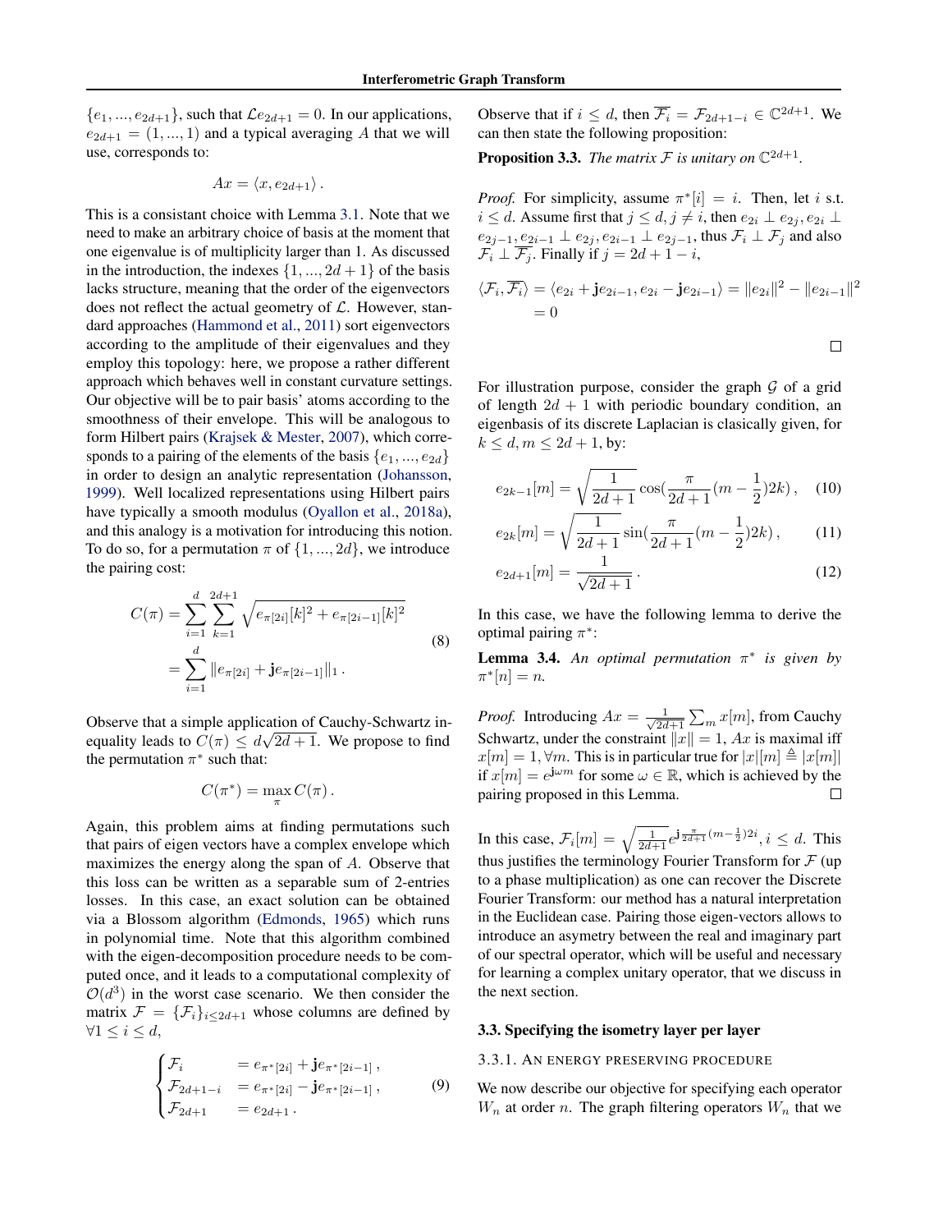$\{e_1, ..., e_{2d+1}\}$, such that $\mathcal{L}e_{2d+1} = 0$. In our applications, $e_{2d+1} = (1, ..., 1)$ and a typical averaging $A$ that we will use, corresponds to:

$$Ax = \langle x, e_{2d+1} \rangle .$$

This is a consistant choice with Lemma 3.1. Note that we need to make an arbitrary choice of basis at the moment that one eigenvalue is of multiplicity larger than 1. As discussed in the introduction, the indexes $\{1, ..., 2d+1\}$ of the basis lacks structure, meaning that the order of the eigenvectors does not reflect the actual geometry of $\mathcal{L}$. However, standard approaches (Hammond et al., 2011) sort eigenvectors according to the amplitude of their eigenvalues and they employ this topology: here, we propose a rather different approach which behaves well in constant curvature settings. Our objective will be to pair basis' atoms according to the smoothness of their envelope. This will be analogous to form Hilbert pairs (Krajsek & Mester, 2007), which corresponds to a pairing of the elements of the basis $\{e_1, ..., e_{2d}\}$ in order to design an analytic representation (Johansson, 1999). Well localized representations using Hilbert pairs have typically a smooth modulus (Oyallon et al., 2018a), and this analogy is a motivation for introducing this notion. To do so, for a permutation $\pi$ of $\{1, ..., 2d\}$, we introduce the pairing cost:

$$\begin{aligned} C(\pi) &= \sum_{i=1}^{d} \sum_{k=1}^{2d+1} \sqrt{e_{\pi[2i]}[k]^2 + e_{\pi[2i-1]}[k]^2} \\ &= \sum_{i=1}^{d} \|e_{\pi[2i]} + \mathbf{j} e_{\pi[2i-1]}\|_1 . \end{aligned} \tag{8}$$

Observe that a simple application of Cauchy-Schwartz inequality leads to $C(\pi) \leq d\sqrt{2d+1}$. We propose to find the permutation $\pi^*$ such that:

$$C(\pi^*) = \max_{\pi} C(\pi) .$$

Again, this problem aims at finding permutations such that pairs of eigen vectors have a complex envelope which maximizes the energy along the span of $A$. Observe that this loss can be written as a separable sum of 2-entries losses. In this case, an exact solution can be obtained via a Blossom algorithm (Edmonds, 1965) which runs in polynomial time. Note that this algorithm combined with the eigen-decomposition procedure needs to be computed once, and it leads to a computational complexity of $\mathcal{O}(d^3)$ in the worst case scenario. We then consider the matrix $\mathcal{F} = \{\mathcal{F}_i\}_{i \leq 2d+1}$ whose columns are defined by $\forall 1 \leq i \leq d$,

$$\begin{cases} \mathcal{F}_i &= e_{\pi^*[2i]} + \mathbf{j} e_{\pi^*[2i-1]} , \\ \mathcal{F}_{2d+1-i} &= e_{\pi^*[2i]} - \mathbf{j} e_{\pi^*[2i-1]} , \\ \mathcal{F}_{2d+1} &= e_{2d+1} . \end{cases} \tag{9}$$

Observe that if $i \leq d$, then $\overline{\mathcal{F}_i} = \mathcal{F}_{2d+1-i} \in \mathbb{C}^{2d+1}$. We can then state the following proposition:

**Proposition 3.3.** *The matrix $\mathcal{F}$ is unitary on $\mathbb{C}^{2d+1}$.*

*Proof.* For simplicity, assume $\pi^*[i] = i$. Then, let $i$ s.t. $i \leq d$. Assume first that $j \leq d, j \neq i$, then $e_{2i} \perp e_{2j}, e_{2i} \perp e_{2j-1}, e_{2i-1} \perp e_{2j}, e_{2i-1} \perp e_{2j-1}$, thus $\mathcal{F}_i \perp \mathcal{F}_j$ and also $\mathcal{F}_i \perp \overline{\mathcal{F}_j}$. Finally if $j = 2d+1-i$,

$$\begin{aligned} \langle \mathcal{F}_i, \overline{\mathcal{F}_i} \rangle &= \langle e_{2i} + \mathbf{j} e_{2i-1}, e_{2i} - \mathbf{j} e_{2i-1} \rangle = \|e_{2i}\|^2 - \|e_{2i-1}\|^2 \\ &= 0 \end{aligned}$$

□

For illustration purpose, consider the graph $\mathcal{G}$ of a grid of length $2d+1$ with periodic boundary condition, an eigenbasis of its discrete Laplacian is clasically given, for $k \leq d, m \leq 2d+1$, by:

$$e_{2k-1}[m] = \sqrt{\frac{1}{2d+1}} \cos\left(\frac{\pi}{2d+1}(m - \frac{1}{2})2k\right) , \tag{10}$$

$$e_{2k}[m] = \sqrt{\frac{1}{2d+1}} \sin\left(\frac{\pi}{2d+1}(m - \frac{1}{2})2k\right) , \tag{11}$$

$$e_{2d+1}[m] = \frac{1}{\sqrt{2d+1}} . \tag{12}$$

In this case, we have the following lemma to derive the optimal pairing $\pi^*$:

**Lemma 3.4.** *An optimal permutation $\pi^*$ is given by $\pi^*[n] = n$.*

*Proof.* Introducing $Ax = \frac{1}{\sqrt{2d+1}} \sum_m x[m]$, from Cauchy Schwartz, under the constraint $\|x\| = 1$, $Ax$ is maximal iff $x[m] = 1, \forall m$. This is in particular true for $|x|[m] \triangleq |x[m]|$ if $x[m] = e^{\mathbf{j}\omega m}$ for some $\omega \in \mathbb{R}$, which is achieved by the pairing proposed in this Lemma. □

In this case, $\mathcal{F}_i[m] = \sqrt{\frac{1}{2d+1}} e^{\mathbf{j}\frac{\pi}{2d+1}(m-\frac{1}{2})2i}, i \leq d$. This thus justifies the terminology Fourier Transform for $\mathcal{F}$ (up to a phase multiplication) as one can recover the Discrete Fourier Transform: our method has a natural interpretation in the Euclidean case. Pairing those eigen-vectors allows to introduce an asymetry between the real and imaginary part of our spectral operator, which will be useful and necessary for learning a complex unitary operator, that we discuss in the next section.

## 3.3. Specifying the isometry layer per layer

### 3.3.1. An energy preserving procedure

We now describe our objective for specifying each operator $W_n$ at order $n$. The graph filtering operators $W_n$ that we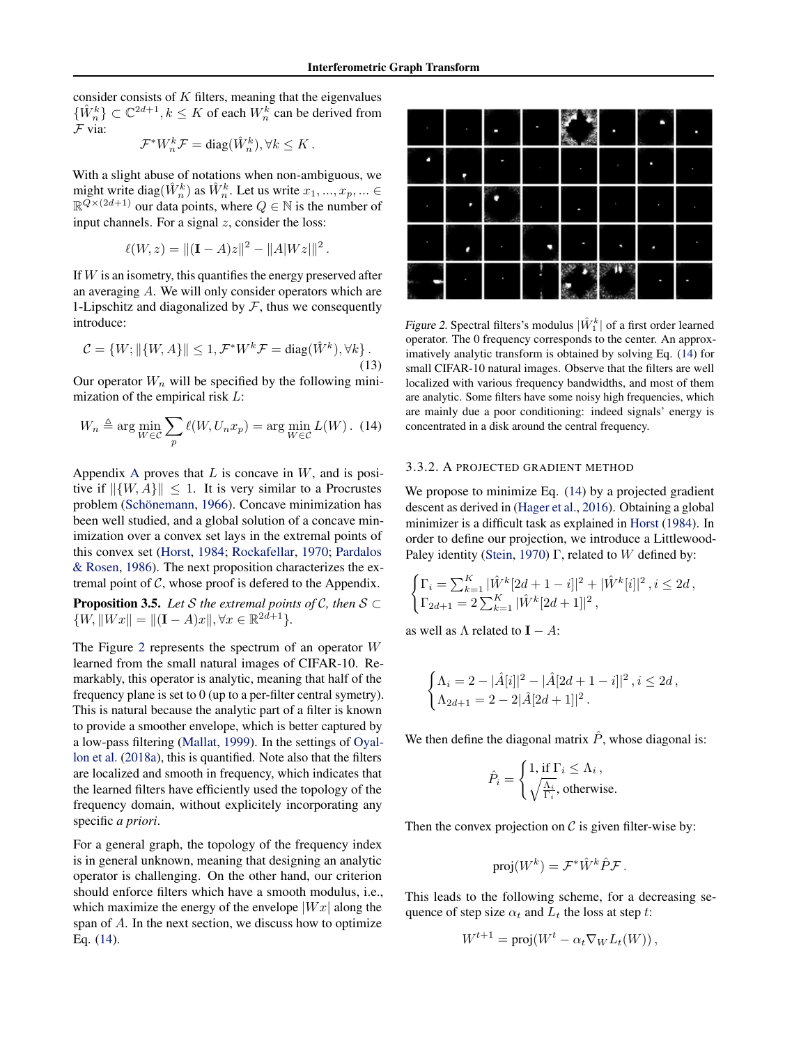consider consists of $K$ filters, meaning that the eigenvalues $\{\hat{W}_n^k\} \subset \mathbb{C}^{2d+1}, k \leq K$ of each $W_n^k$ can be derived from $\mathcal{F}$ via:

$$\mathcal{F}^* W_n^k \mathcal{F} = \text{diag}(\hat{W}_n^k), \forall k \leq K \,.$$

With a slight abuse of notations when non-ambiguous, we might write $\text{diag}(\hat{W}_n^k)$ as $\hat{W}_n^k$. Let us write $x_1, ..., x_p, ... \in \mathbb{R}^{Q \times (2d+1)}$ our data points, where $Q \in \mathbb{N}$ is the number of input channels. For a signal $z$, consider the loss:

$$\ell(W, z) = \|(\mathbf{I} - A)z\|^2 - \|A|Wz|\|^2 \,.$$

If $W$ is an isometry, this quantifies the energy preserved after an averaging $A$. We will only consider operators which are 1-Lipschitz and diagonalized by $\mathcal{F}$, thus we consequently introduce:

$$\mathcal{C} = \{W; \|\{W, A\}\| \leq 1, \mathcal{F}^* W^k \mathcal{F} = \text{diag}(\hat{W}^k), \forall k\} \,. \tag{13}$$

Our operator $W_n$ will be specified by the following minimization of the empirical risk $L$:

$$W_n \triangleq \arg\min_{W \in \mathcal{C}} \sum_p \ell(W, U_n x_p) = \arg\min_{W \in \mathcal{C}} L(W) \,. \tag{14}$$

Appendix A proves that $L$ is concave in $W$, and is positive if $\|\{W, A\}\| \leq 1$. It is very similar to a Procrustes problem (Schönemann, 1966). Concave minimization has been well studied, and a global solution of a concave minimization over a convex set lays in the extremal points of this convex set (Horst, 1984; Rockafellar, 1970; Pardalos & Rosen, 1986). The next proposition characterizes the extremal point of $\mathcal{C}$, whose proof is defered to the Appendix.

**Proposition 3.5.** *Let $\mathcal{S}$ the extremal points of $\mathcal{C}$, then $\mathcal{S} \subset \{W, \|Wx\| = \|(\mathbf{I} - A)x\|, \forall x \in \mathbb{R}^{2d+1}\}$.*

The Figure 2 represents the spectrum of an operator $W$ learned from the small natural images of CIFAR-10. Remarkably, this operator is analytic, meaning that half of the frequency plane is set to 0 (up to a per-filter central symetry). This is natural because the analytic part of a filter is known to provide a smoother envelope, which is better captured by a low-pass filtering (Mallat, 1999). In the settings of Oyallon et al. (2018a), this is quantified. Note also that the filters are localized and smooth in frequency, which indicates that the learned filters have efficiently used the topology of the frequency domain, without explicitely incorporating any specific *a priori*.

For a general graph, the topology of the frequency index is in general unknown, meaning that designing an analytic operator is challenging. On the other hand, our criterion should enforce filters which have a smooth modulus, i.e., which maximize the energy of the envelope $|Wx|$ along the span of $A$. In the next section, we discuss how to optimize Eq. (14).

*Figure 2.* Spectral filters's modulus $|\hat{W}_1^k|$ of a first order learned operator. The 0 frequency corresponds to the center. An approximatively analytic transform is obtained by solving Eq. (14) for small CIFAR-10 natural images. Observe that the filters are well localized with various frequency bandwidths, and most of them are analytic. Some filters have some noisy high frequencies, which are mainly due a poor conditioning: indeed signals' energy is concentrated in a disk around the central frequency.

#### 3.3.2. A projected gradient method

We propose to minimize Eq. (14) by a projected gradient descent as derived in (Hager et al., 2016). Obtaining a global minimizer is a difficult task as explained in Horst (1984). In order to define our projection, we introduce a Littlewood-Paley identity (Stein, 1970) $\Gamma$, related to $W$ defined by:

$$\begin{cases} \Gamma_i = \sum_{k=1}^{K} |\hat{W}^k[2d+1-i]|^2 + |\hat{W}^k[i]|^2 \,, i \leq 2d \,, \\ \Gamma_{2d+1} = 2\sum_{k=1}^{K} |\hat{W}^k[2d+1]|^2 \,, \end{cases}$$

as well as $\Lambda$ related to $\mathbf{I} - A$:

$$\begin{cases} \Lambda_i = 2 - |\hat{A}[i]|^2 - |\hat{A}[2d+1-i]|^2 \,, i \leq 2d \,, \\ \Lambda_{2d+1} = 2 - 2|\hat{A}[2d+1]|^2 \,. \end{cases}$$

We then define the diagonal matrix $\hat{P}$, whose diagonal is:

$$\hat{P}_i = \begin{cases} 1, \text{if } \Gamma_i \leq \Lambda_i \,, \\ \sqrt{\frac{\Lambda_i}{\Gamma_i}}, \text{otherwise.} \end{cases}$$

Then the convex projection on $\mathcal{C}$ is given filter-wise by:

$$\text{proj}(W^k) = \mathcal{F}^* \hat{W}^k \hat{P} \mathcal{F} \,.$$

This leads to the following scheme, for a decreasing sequence of step size $\alpha_t$ and $L_t$ the loss at step $t$:

$$W^{t+1} = \text{proj}(W^t - \alpha_t \nabla_W L_t(W)) \,,$$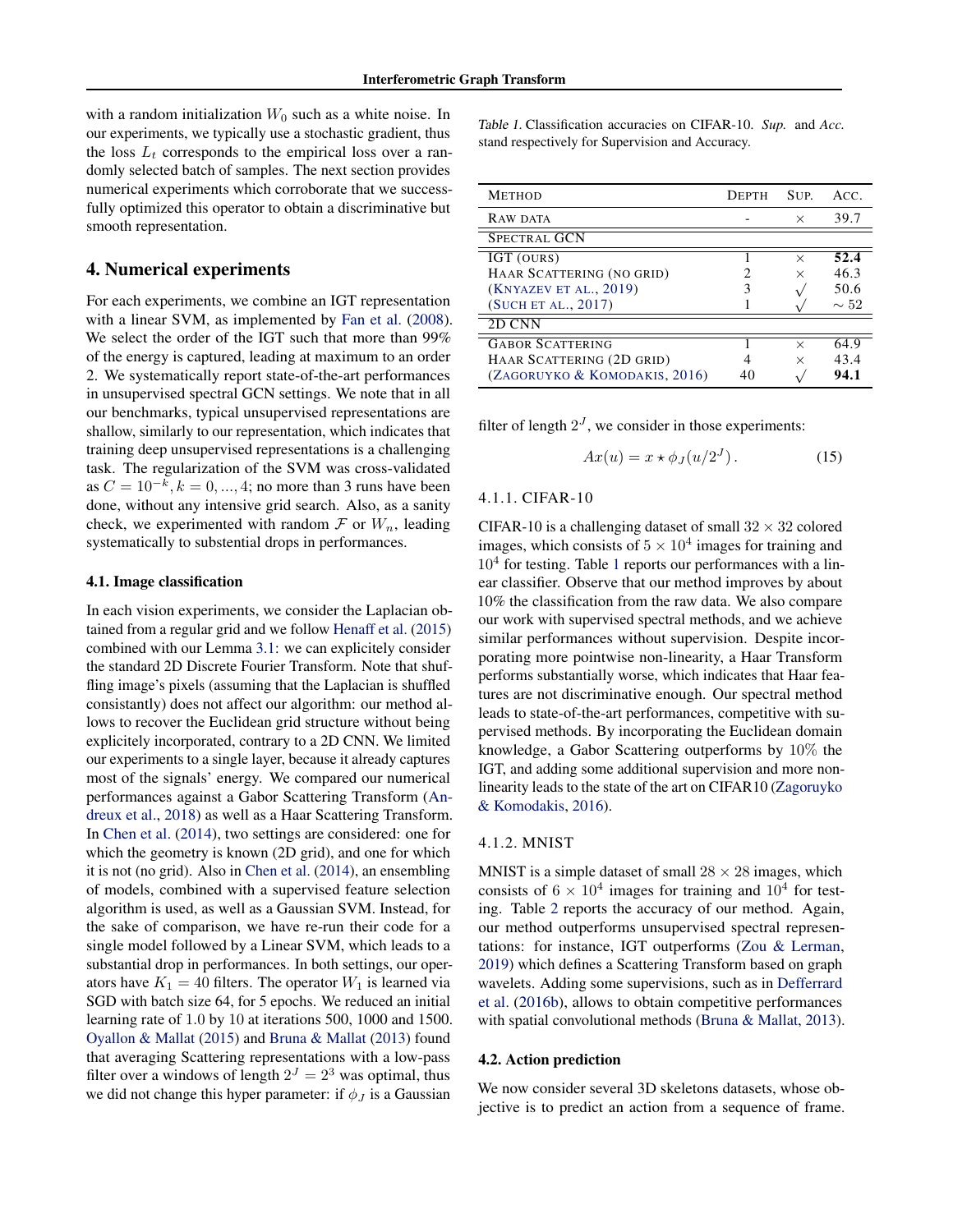with a random initialization $W_0$ such as a white noise. In our experiments, we typically use a stochastic gradient, thus the loss $L_t$ corresponds to the empirical loss over a randomly selected batch of samples. The next section provides numerical experiments which corroborate that we successfully optimized this operator to obtain a discriminative but smooth representation.

## 4. Numerical experiments

For each experiments, we combine an IGT representation with a linear SVM, as implemented by Fan et al. (2008). We select the order of the IGT such that more than 99% of the energy is captured, leading at maximum to an order 2. We systematically report state-of-the-art performances in unsupervised spectral GCN settings. We note that in all our benchmarks, typical unsupervised representations are shallow, similarly to our representation, which indicates that training deep unsupervised representations is a challenging task. The regularization of the SVM was cross-validated as $C = 10^{-k}, k = 0, ..., 4$; no more than 3 runs have been done, without any intensive grid search. Also, as a sanity check, we experimented with random $\mathcal{F}$ or $W_n$, leading systematically to substantial drops in performances.

### 4.1. Image classification

In each vision experiments, we consider the Laplacian obtained from a regular grid and we follow Henaff et al. (2015) combined with our Lemma 3.1: we can explicitly consider the standard 2D Discrete Fourier Transform. Note that shuffling image's pixels (assuming that the Laplacian is shuffled consistantly) does not affect our algorithm: our method allows to recover the Euclidean grid structure without being explicitely incorporated, contrary to a 2D CNN. We limited our experiments to a single layer, because it already captures most of the signals' energy. We compared our numerical performances against a Gabor Scattering Transform (Andreux et al., 2018) as well as a Haar Scattering Transform. In Chen et al. (2014), two settings are considered: one for which the geometry is known (2D grid), and one for which it is not (no grid). Also in Chen et al. (2014), an ensembling of models, combined with a supervised feature selection algorithm is used, as well as a Gaussian SVM. Instead, for the sake of comparison, we have re-run their code for a single model followed by a Linear SVM, which leads to a substantial drop in performances. In both settings, our operators have $K_1 = 40$ filters. The operator $W_1$ is learned via SGD with batch size 64, for 5 epochs. We reduced an initial learning rate of 1.0 by 10 at iterations 500, 1000 and 1500. Oyallon & Mallat (2015) and Bruna & Mallat (2013) found that averaging Scattering representations with a low-pass filter over a windows of length $2^J = 2^3$ was optimal, thus we did not change this hyper parameter: if $\phi_J$ is a Gaussian filter of length $2^J$, we consider in those experiments:

$$Ax(u) = x \star \phi_J(u/2^J)\,. \tag{15}$$

Table 1. Classification accuracies on CIFAR-10. *Sup.* and *Acc.* stand respectively for Supervision and Accuracy.

| Method | Depth | Sup. | Acc. |
|---|---|---|---|
| Raw data | - | × | 39.7 |
| **Spectral GCN** | | | |
| IGT (ours) | 1 | × | **52.4** |
| Haar Scattering (no grid) | 2 | × | 46.3 |
| (Knyazev et al., 2019) | 3 | √ | 50.6 |
| (Such et al., 2017) | 1 | √ | ∼ 52 |
| **2D CNN** | | | |
| Gabor Scattering | 1 | × | 64.9 |
| Haar Scattering (2D grid) | 4 | × | 43.4 |
| (Zagoruyko & Komodakis, 2016) | 40 | √ | **94.1** |

#### 4.1.1. CIFAR-10

CIFAR-10 is a challenging dataset of small $32 \times 32$ colored images, which consists of $5 \times 10^4$ images for training and $10^4$ for testing. Table 1 reports our performances with a linear classifier. Observe that our method improves by about 10% the classification from the raw data. We also compare our work with supervised spectral methods, and we achieve similar performances without supervision. Despite incorporating more pointwise non-linearity, a Haar Transform performs substantially worse, which indicates that Haar features are not discriminative enough. Our spectral method leads to state-of-the-art performances, competitive with supervised methods. By incorporating the Euclidean domain knowledge, a Gabor Scattering outperforms by 10% the IGT, and adding some additional supervision and more non-linearity leads to the state of the art on CIFAR10 (Zagoruyko & Komodakis, 2016).

#### 4.1.2. MNIST

MNIST is a simple dataset of small $28 \times 28$ images, which consists of $6 \times 10^4$ images for training and $10^4$ for testing. Table 2 reports the accuracy of our method. Again, our method outperforms unsupervised spectral representations: for instance, IGT outperforms (Zou & Lerman, 2019) which defines a Scattering Transform based on graph wavelets. Adding some supervisions, such as in Defferrard et al. (2016b), allows to obtain competitive performances with spatial convolutional methods (Bruna & Mallat, 2013).

### 4.2. Action prediction

We now consider several 3D skeletons datasets, whose objective is to predict an action from a sequence of frame.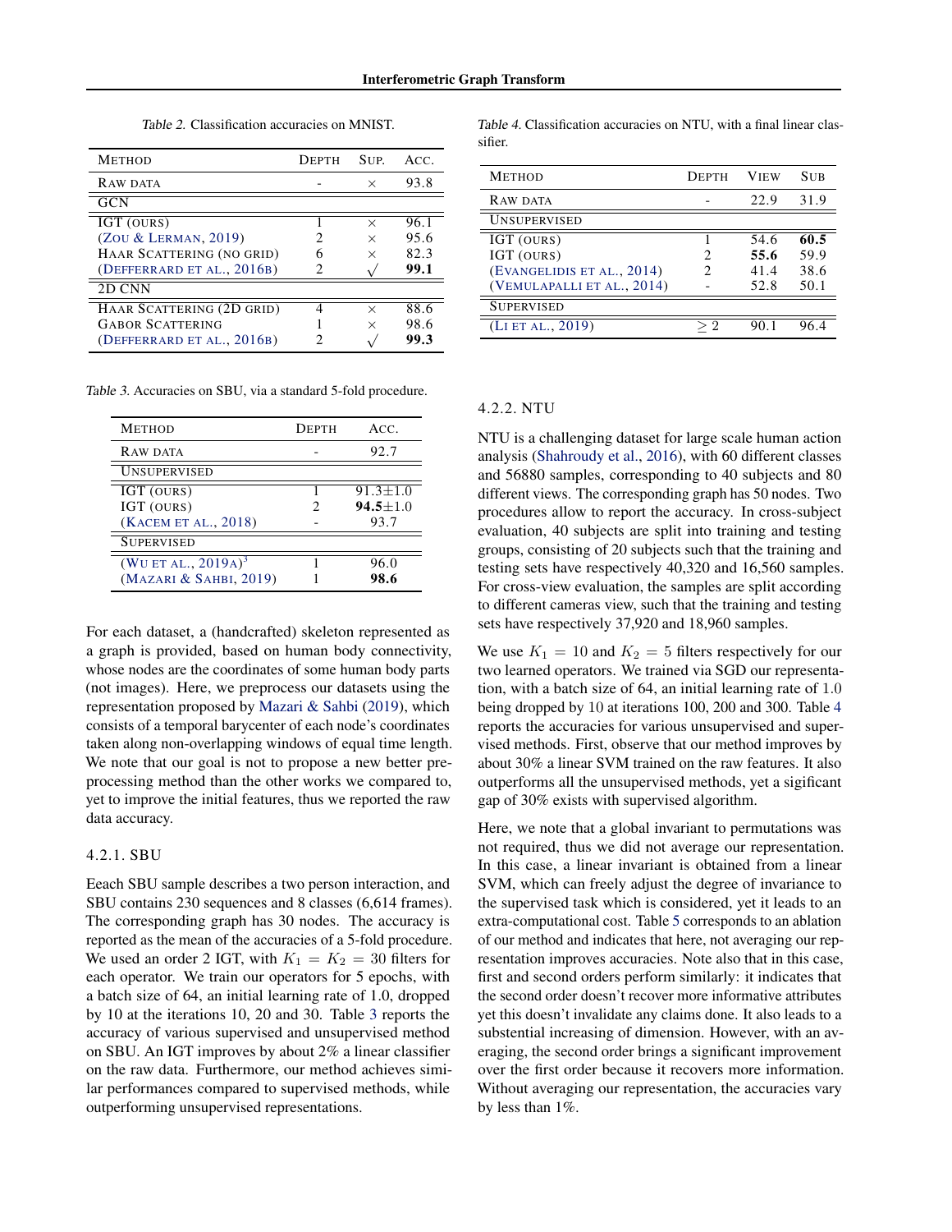Table 2. Classification accuracies on MNIST.

| Method | Depth | Sup. | Acc. |
|---|---|---|---|
| Raw data | - | × | 93.8 |
| GCN | | | |
| IGT (ours) | 1 | × | 96.1 |
| (Zou & Lerman, 2019) | 2 | × | 95.6 |
| Haar Scattering (no grid) | 6 | × | 82.3 |
| (Defferrard et al., 2016b) | 2 | √ | **99.1** |
| 2D CNN | | | |
| Haar Scattering (2D grid) | 4 | × | 88.6 |
| Gabor Scattering | 1 | × | 98.6 |
| (Defferrard et al., 2016b) | 2 | √ | **99.3** |

Table 3. Accuracies on SBU, via a standard 5-fold procedure.

| Method | Depth | Acc. |
|---|---|---|
| Raw data | - | 92.7 |
| Unsupervised | | |
| IGT (ours) | 1 | 91.3±1.0 |
| IGT (ours) | 2 | **94.5**±1.0 |
| (Kacem et al., 2018) | - | 93.7 |
| Supervised | | |
| (Wu et al., 2019a)[3] | 1 | 96.0 |
| (Mazari & Sahbi, 2019) | 1 | **98.6** |

For each dataset, a (handcrafted) skeleton represented as a graph is provided, based on human body connectivity, whose nodes are the coordinates of some human body parts (not images). Here, we preprocess our datasets using the representation proposed by Mazari & Sahbi (2019), which consists of a temporal barycenter of each node's coordinates taken along non-overlapping windows of equal time length. We note that our goal is not to propose a new better preprocessing method than the other works we compared to, yet to improve the initial features, thus we reported the raw data accuracy.

#### 4.2.1. SBU

Eeach SBU sample describes a two person interaction, and SBU contains 230 sequences and 8 classes (6,614 frames). The corresponding graph has 30 nodes. The accuracy is reported as the mean of the accuracies of a 5-fold procedure. We used an order 2 IGT, with $K_1 = K_2 = 30$ filters for each operator. We train our operators for 5 epochs, with a batch size of 64, an initial learning rate of 1.0, dropped by 10 at the iterations 10, 20 and 30. Table 3 reports the accuracy of various supervised and unsupervised method on SBU. An IGT improves by about 2% a linear classifier on the raw data. Furthermore, our method achieves similar performances compared to supervised methods, while outperforming unsupervised representations.

Table 4. Classification accuracies on NTU, with a final linear classifier.

| Method | Depth | View | Sub |
|---|---|---|---|
| Raw data | - | 22.9 | 31.9 |
| Unsupervised | | | |
| IGT (ours) | 1 | 54.6 | **60.5** |
| IGT (ours) | 2 | **55.6** | 59.9 |
| (Evangelidis et al., 2014) | 2 | 41.4 | 38.6 |
| (Vemulapalli et al., 2014) | - | 52.8 | 50.1 |
| Supervised | | | |
| (Li et al., 2019) | $\geq 2$ | 90.1 | 96.4 |

#### 4.2.2. NTU

NTU is a challenging dataset for large scale human action analysis (Shahroudy et al., 2016), with 60 different classes and 56880 samples, corresponding to 40 subjects and 80 different views. The corresponding graph has 50 nodes. Two procedures allow to report the accuracy. In cross-subject evaluation, 40 subjects are split into training and testing groups, consisting of 20 subjects such that the training and testing sets have respectively 40,320 and 16,560 samples. For cross-view evaluation, the samples are split according to different cameras view, such that the training and testing sets have respectively 37,920 and 18,960 samples.

We use $K_1 = 10$ and $K_2 = 5$ filters respectively for our two learned operators. We trained via SGD our representation, with a batch size of 64, an initial learning rate of 1.0 being dropped by 10 at iterations 100, 200 and 300. Table 4 reports the accuracies for various unsupervised and supervised methods. First, observe that our method improves by about 30% a linear SVM trained on the raw features. It also outperforms all the unsupervised methods, yet a sigificant gap of 30% exists with supervised algorithm.

Here, we note that a global invariant to permutations was not required, thus we did not average our representation. In this case, a linear invariant is obtained from a linear SVM, which can freely adjust the degree of invariance to the supervised task which is considered, yet it leads to an extra-computational cost. Table 5 corresponds to an ablation of our method and indicates that here, not averaging our representation improves accuracies. Note also that in this case, first and second orders perform similarly: it indicates that the second order doesn't recover more informative attributes yet this doesn't invalidate any claims done. It also leads to a substantial increasing of dimension. However, with an averaging, the second order brings a significant improvement over the first order because it recovers more information. Without averaging our representation, the accuracies vary by less than 1%.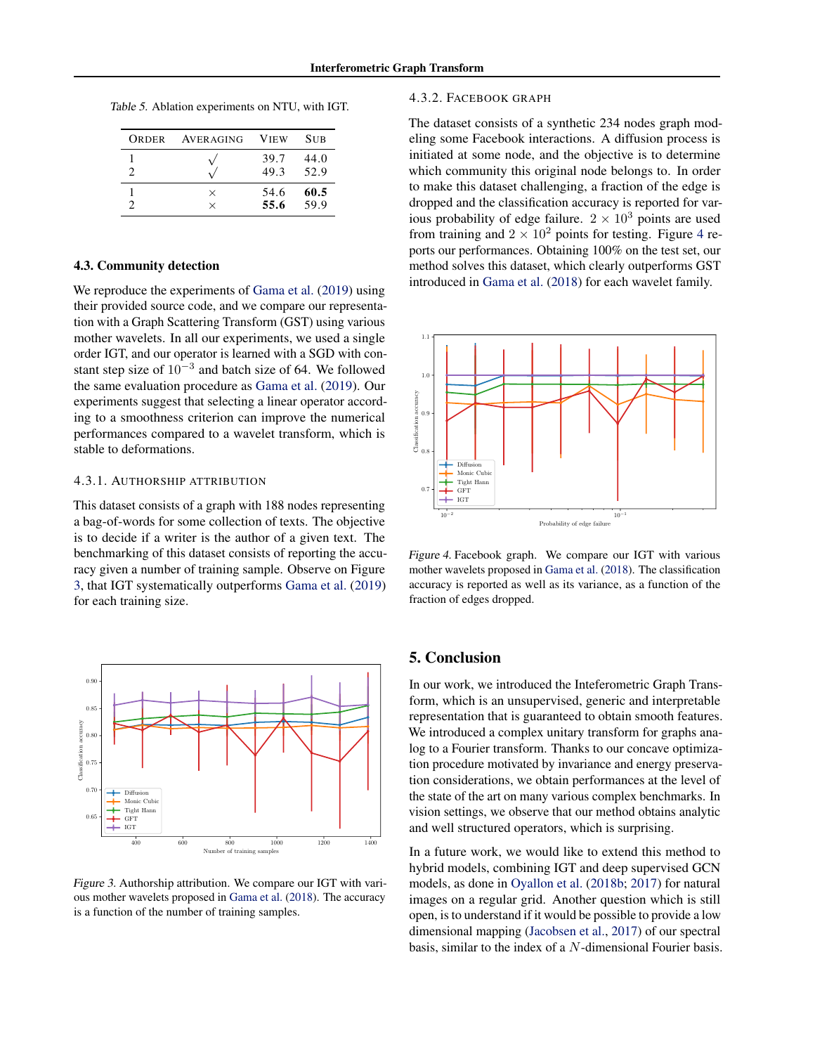*Table 5.* Ablation experiments on NTU, with IGT.

| Order | Averaging | View | Sub |
|---|---|---|---|
| 1 | √ | 39.7 | 44.0 |
| 2 | √ | 49.3 | 52.9 |
| 1 | × | 54.6 | **60.5** |
| 2 | × | **55.6** | 59.9 |

### 4.3. Community detection

We reproduce the experiments of Gama et al. (2019) using their provided source code, and we compare our representation with a Graph Scattering Transform (GST) using various mother wavelets. In all our experiments, we used a single order IGT, and our operator is learned with a SGD with constant step size of $10^{-3}$ and batch size of 64. We followed the same evaluation procedure as Gama et al. (2019). Our experiments suggest that selecting a linear operator according to a smoothness criterion can improve the numerical performances compared to a wavelet transform, which is stable to deformations.

#### 4.3.1. Authorship attribution

This dataset consists of a graph with 188 nodes representing a bag-of-words for some collection of texts. The objective is to decide if a writer is the author of a given text. The benchmarking of this dataset consists of reporting the accuracy given a number of training sample. Observe on Figure 3, that IGT systematically outperforms Gama et al. (2019) for each training size.

*Figure 3.* Authorship attribution. We compare our IGT with various mother wavelets proposed in Gama et al. (2018). The accuracy is a function of the number of training samples.

#### 4.3.2. Facebook graph

The dataset consists of a synthetic 234 nodes graph modeling some Facebook interactions. A diffusion process is initiated at some node, and the objective is to determine which community this original node belongs to. In order to make this dataset challenging, a fraction of the edge is dropped and the classification accuracy is reported for various probability of edge failure. $2 \times 10^3$ points are used from training and $2 \times 10^2$ points for testing. Figure 4 reports our performances. Obtaining 100% on the test set, our method solves this dataset, which clearly outperforms GST introduced in Gama et al. (2018) for each wavelet family.

*Figure 4.* Facebook graph. We compare our IGT with various mother wavelets proposed in Gama et al. (2018). The classification accuracy is reported as well as its variance, as a function of the fraction of edges dropped.

## 5. Conclusion

In our work, we introduced the Inteferometric Graph Transform, which is an unsupervised, generic and interpretable representation that is guaranteed to obtain smooth features. We introduced a complex unitary transform for graphs analog to a Fourier transform. Thanks to our concave optimization procedure motivated by invariance and energy preservation considerations, we obtain performances at the level of the state of the art on many various complex benchmarks. In vision settings, we observe that our method obtains analytic and well structured operators, which is surprising.

In a future work, we would like to extend this method to hybrid models, combining IGT and deep supervised GCN models, as done in Oyallon et al. (2018b; 2017) for natural images on a regular grid. Another question which is still open, is to understand if it would be possible to provide a low dimensional mapping (Jacobsen et al., 2017) of our spectral basis, similar to the index of a $N$-dimensional Fourier basis.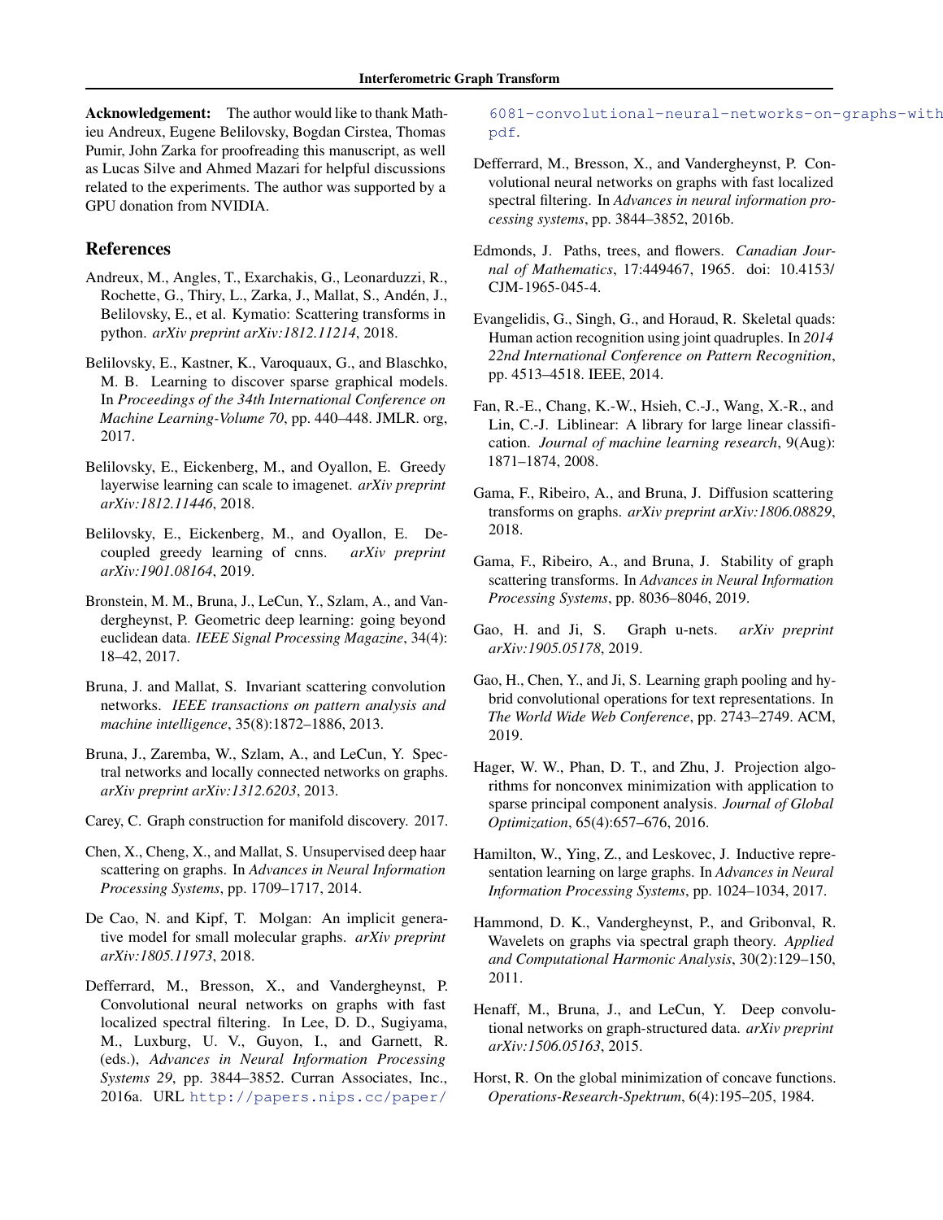**Acknowledgement:** The author would like to thank Mathieu Andreux, Eugene Belilovsky, Bogdan Cirstea, Thomas Pumir, John Zarka for proofreading this manuscript, as well as Lucas Silve and Ahmed Mazari for helpful discussions related to the experiments. The author was supported by a GPU donation from NVIDIA.

## References

Andreux, M., Angles, T., Exarchakis, G., Leonarduzzi, R., Rochette, G., Thiry, L., Zarka, J., Mallat, S., Andén, J., Belilovsky, E., et al. Kymatio: Scattering transforms in python. *arXiv preprint arXiv:1812.11214*, 2018.

Belilovsky, E., Kastner, K., Varoquaux, G., and Blaschko, M. B. Learning to discover sparse graphical models. In *Proceedings of the 34th International Conference on Machine Learning-Volume 70*, pp. 440–448. JMLR. org, 2017.

Belilovsky, E., Eickenberg, M., and Oyallon, E. Greedy layerwise learning can scale to imagenet. *arXiv preprint arXiv:1812.11446*, 2018.

Belilovsky, E., Eickenberg, M., and Oyallon, E. Decoupled greedy learning of cnns. *arXiv preprint arXiv:1901.08164*, 2019.

Bronstein, M. M., Bruna, J., LeCun, Y., Szlam, A., and Vandergheynst, P. Geometric deep learning: going beyond euclidean data. *IEEE Signal Processing Magazine*, 34(4): 18–42, 2017.

Bruna, J. and Mallat, S. Invariant scattering convolution networks. *IEEE transactions on pattern analysis and machine intelligence*, 35(8):1872–1886, 2013.

Bruna, J., Zaremba, W., Szlam, A., and LeCun, Y. Spectral networks and locally connected networks on graphs. *arXiv preprint arXiv:1312.6203*, 2013.

Carey, C. Graph construction for manifold discovery. 2017.

Chen, X., Cheng, X., and Mallat, S. Unsupervised deep haar scattering on graphs. In *Advances in Neural Information Processing Systems*, pp. 1709–1717, 2014.

De Cao, N. and Kipf, T. Molgan: An implicit generative model for small molecular graphs. *arXiv preprint arXiv:1805.11973*, 2018.

Defferrard, M., Bresson, X., and Vandergheynst, P. Convolutional neural networks on graphs with fast localized spectral filtering. In Lee, D. D., Sugiyama, M., Luxburg, U. V., Guyon, I., and Garnett, R. (eds.), *Advances in Neural Information Processing Systems 29*, pp. 3844–3852. Curran Associates, Inc., 2016a. URL http://papers.nips.cc/paper/6081-convolutional-neural-networks-on-graphs-with pdf.

Defferrard, M., Bresson, X., and Vandergheynst, P. Convolutional neural networks on graphs with fast localized spectral filtering. In *Advances in neural information processing systems*, pp. 3844–3852, 2016b.

Edmonds, J. Paths, trees, and flowers. *Canadian Journal of Mathematics*, 17:449467, 1965. doi: 10.4153/CJM-1965-045-4.

Evangelidis, G., Singh, G., and Horaud, R. Skeletal quads: Human action recognition using joint quadruples. In *2014 22nd International Conference on Pattern Recognition*, pp. 4513–4518. IEEE, 2014.

Fan, R.-E., Chang, K.-W., Hsieh, C.-J., Wang, X.-R., and Lin, C.-J. Liblinear: A library for large linear classification. *Journal of machine learning research*, 9(Aug): 1871–1874, 2008.

Gama, F., Ribeiro, A., and Bruna, J. Diffusion scattering transforms on graphs. *arXiv preprint arXiv:1806.08829*, 2018.

Gama, F., Ribeiro, A., and Bruna, J. Stability of graph scattering transforms. In *Advances in Neural Information Processing Systems*, pp. 8036–8046, 2019.

Gao, H. and Ji, S. Graph u-nets. *arXiv preprint arXiv:1905.05178*, 2019.

Gao, H., Chen, Y., and Ji, S. Learning graph pooling and hybrid convolutional operations for text representations. In *The World Wide Web Conference*, pp. 2743–2749. ACM, 2019.

Hager, W. W., Phan, D. T., and Zhu, J. Projection algorithms for nonconvex minimization with application to sparse principal component analysis. *Journal of Global Optimization*, 65(4):657–676, 2016.

Hamilton, W., Ying, Z., and Leskovec, J. Inductive representation learning on large graphs. In *Advances in Neural Information Processing Systems*, pp. 1024–1034, 2017.

Hammond, D. K., Vandergheynst, P., and Gribonval, R. Wavelets on graphs via spectral graph theory. *Applied and Computational Harmonic Analysis*, 30(2):129–150, 2011.

Henaff, M., Bruna, J., and LeCun, Y. Deep convolutional networks on graph-structured data. *arXiv preprint arXiv:1506.05163*, 2015.

Horst, R. On the global minimization of concave functions. *Operations-Research-Spektrum*, 6(4):195–205, 1984.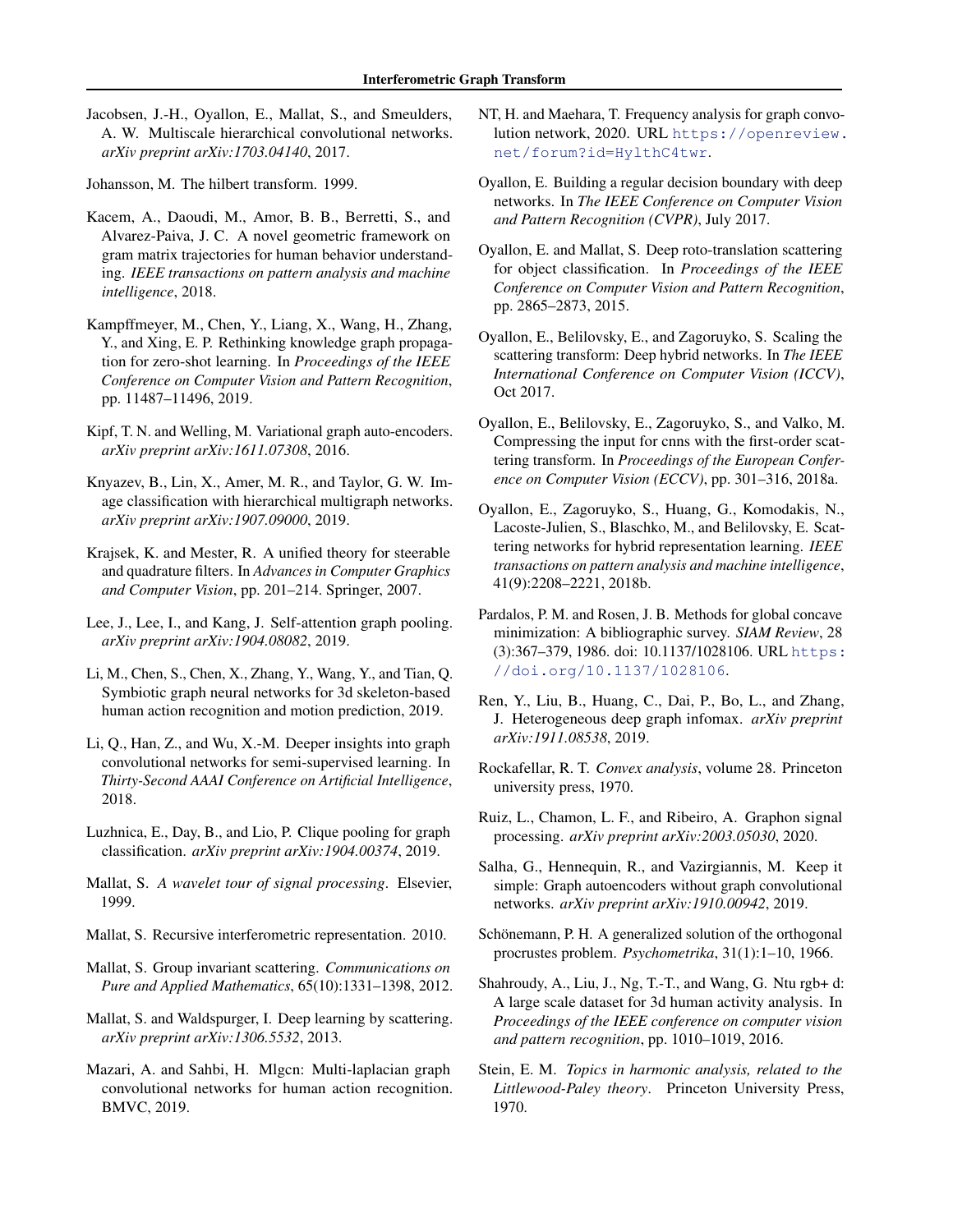Jacobsen, J.-H., Oyallon, E., Mallat, S., and Smeulders, A. W. Multiscale hierarchical convolutional networks. *arXiv preprint arXiv:1703.04140*, 2017.

Johansson, M. The hilbert transform. 1999.

Kacem, A., Daoudi, M., Amor, B. B., Berretti, S., and Alvarez-Paiva, J. C. A novel geometric framework on gram matrix trajectories for human behavior understanding. *IEEE transactions on pattern analysis and machine intelligence*, 2018.

Kampffmeyer, M., Chen, Y., Liang, X., Wang, H., Zhang, Y., and Xing, E. P. Rethinking knowledge graph propagation for zero-shot learning. In *Proceedings of the IEEE Conference on Computer Vision and Pattern Recognition*, pp. 11487–11496, 2019.

Kipf, T. N. and Welling, M. Variational graph auto-encoders. *arXiv preprint arXiv:1611.07308*, 2016.

Knyazev, B., Lin, X., Amer, M. R., and Taylor, G. W. Image classification with hierarchical multigraph networks. *arXiv preprint arXiv:1907.09000*, 2019.

Krajsek, K. and Mester, R. A unified theory for steerable and quadrature filters. In *Advances in Computer Graphics and Computer Vision*, pp. 201–214. Springer, 2007.

Lee, J., Lee, I., and Kang, J. Self-attention graph pooling. *arXiv preprint arXiv:1904.08082*, 2019.

Li, M., Chen, S., Chen, X., Zhang, Y., Wang, Y., and Tian, Q. Symbiotic graph neural networks for 3d skeleton-based human action recognition and motion prediction, 2019.

Li, Q., Han, Z., and Wu, X.-M. Deeper insights into graph convolutional networks for semi-supervised learning. In *Thirty-Second AAAI Conference on Artificial Intelligence*, 2018.

Luzhnica, E., Day, B., and Lio, P. Clique pooling for graph classification. *arXiv preprint arXiv:1904.00374*, 2019.

Mallat, S. *A wavelet tour of signal processing*. Elsevier, 1999.

Mallat, S. Recursive interferometric representation. 2010.

Mallat, S. Group invariant scattering. *Communications on Pure and Applied Mathematics*, 65(10):1331–1398, 2012.

Mallat, S. and Waldspurger, I. Deep learning by scattering. *arXiv preprint arXiv:1306.5532*, 2013.

Mazari, A. and Sahbi, H. Mlgcn: Multi-laplacian graph convolutional networks for human action recognition. BMVC, 2019.

NT, H. and Maehara, T. Frequency analysis for graph convolution network, 2020. URL https://openreview.net/forum?id=HylthC4twr.

Oyallon, E. Building a regular decision boundary with deep networks. In *The IEEE Conference on Computer Vision and Pattern Recognition (CVPR)*, July 2017.

Oyallon, E. and Mallat, S. Deep roto-translation scattering for object classification. In *Proceedings of the IEEE Conference on Computer Vision and Pattern Recognition*, pp. 2865–2873, 2015.

Oyallon, E., Belilovsky, E., and Zagoruyko, S. Scaling the scattering transform: Deep hybrid networks. In *The IEEE International Conference on Computer Vision (ICCV)*, Oct 2017.

Oyallon, E., Belilovsky, E., Zagoruyko, S., and Valko, M. Compressing the input for cnns with the first-order scattering transform. In *Proceedings of the European Conference on Computer Vision (ECCV)*, pp. 301–316, 2018a.

Oyallon, E., Zagoruyko, S., Huang, G., Komodakis, N., Lacoste-Julien, S., Blaschko, M., and Belilovsky, E. Scattering networks for hybrid representation learning. *IEEE transactions on pattern analysis and machine intelligence*, 41(9):2208–2221, 2018b.

Pardalos, P. M. and Rosen, J. B. Methods for global concave minimization: A bibliographic survey. *SIAM Review*, 28 (3):367–379, 1986. doi: 10.1137/1028106. URL https://doi.org/10.1137/1028106.

Ren, Y., Liu, B., Huang, C., Dai, P., Bo, L., and Zhang, J. Heterogeneous deep graph infomax. *arXiv preprint arXiv:1911.08538*, 2019.

Rockafellar, R. T. *Convex analysis*, volume 28. Princeton university press, 1970.

Ruiz, L., Chamon, L. F., and Ribeiro, A. Graphon signal processing. *arXiv preprint arXiv:2003.05030*, 2020.

Salha, G., Hennequin, R., and Vazirgiannis, M. Keep it simple: Graph autoencoders without graph convolutional networks. *arXiv preprint arXiv:1910.00942*, 2019.

Schönemann, P. H. A generalized solution of the orthogonal procrustes problem. *Psychometrika*, 31(1):1–10, 1966.

Shahroudy, A., Liu, J., Ng, T.-T., and Wang, G. Ntu rgb+ d: A large scale dataset for 3d human activity analysis. In *Proceedings of the IEEE conference on computer vision and pattern recognition*, pp. 1010–1019, 2016.

Stein, E. M. *Topics in harmonic analysis, related to the Littlewood-Paley theory*. Princeton University Press, 1970.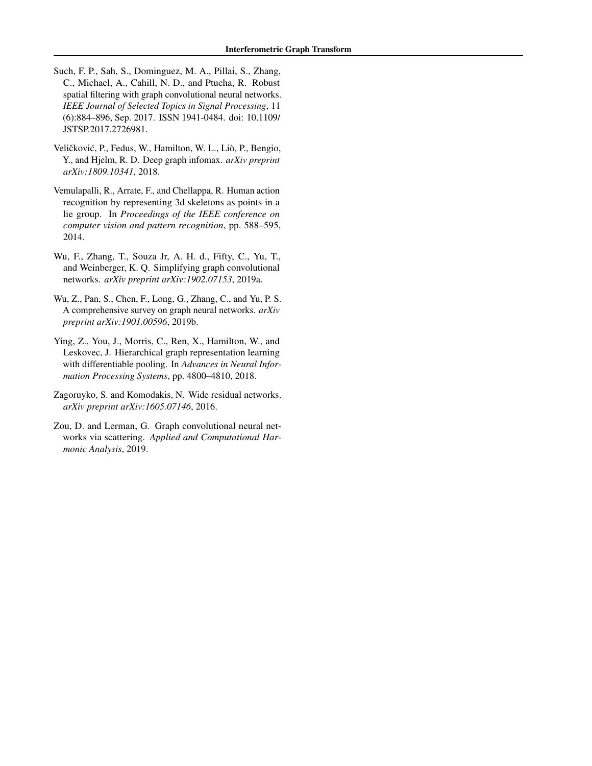Such, F. P., Sah, S., Dominguez, M. A., Pillai, S., Zhang, C., Michael, A., Cahill, N. D., and Ptucha, R. Robust spatial filtering with graph convolutional neural networks. *IEEE Journal of Selected Topics in Signal Processing*, 11 (6):884–896, Sep. 2017. ISSN 1941-0484. doi: 10.1109/JSTSP.2017.2726981.

Veličković, P., Fedus, W., Hamilton, W. L., Liò, P., Bengio, Y., and Hjelm, R. D. Deep graph infomax. *arXiv preprint arXiv:1809.10341*, 2018.

Vemulapalli, R., Arrate, F., and Chellappa, R. Human action recognition by representing 3d skeletons as points in a lie group. In *Proceedings of the IEEE conference on computer vision and pattern recognition*, pp. 588–595, 2014.

Wu, F., Zhang, T., Souza Jr, A. H. d., Fifty, C., Yu, T., and Weinberger, K. Q. Simplifying graph convolutional networks. *arXiv preprint arXiv:1902.07153*, 2019a.

Wu, Z., Pan, S., Chen, F., Long, G., Zhang, C., and Yu, P. S. A comprehensive survey on graph neural networks. *arXiv preprint arXiv:1901.00596*, 2019b.

Ying, Z., You, J., Morris, C., Ren, X., Hamilton, W., and Leskovec, J. Hierarchical graph representation learning with differentiable pooling. In *Advances in Neural Information Processing Systems*, pp. 4800–4810, 2018.

Zagoruyko, S. and Komodakis, N. Wide residual networks. *arXiv preprint arXiv:1605.07146*, 2016.

Zou, D. and Lerman, G. Graph convolutional neural networks via scattering. *Applied and Computational Harmonic Analysis*, 2019.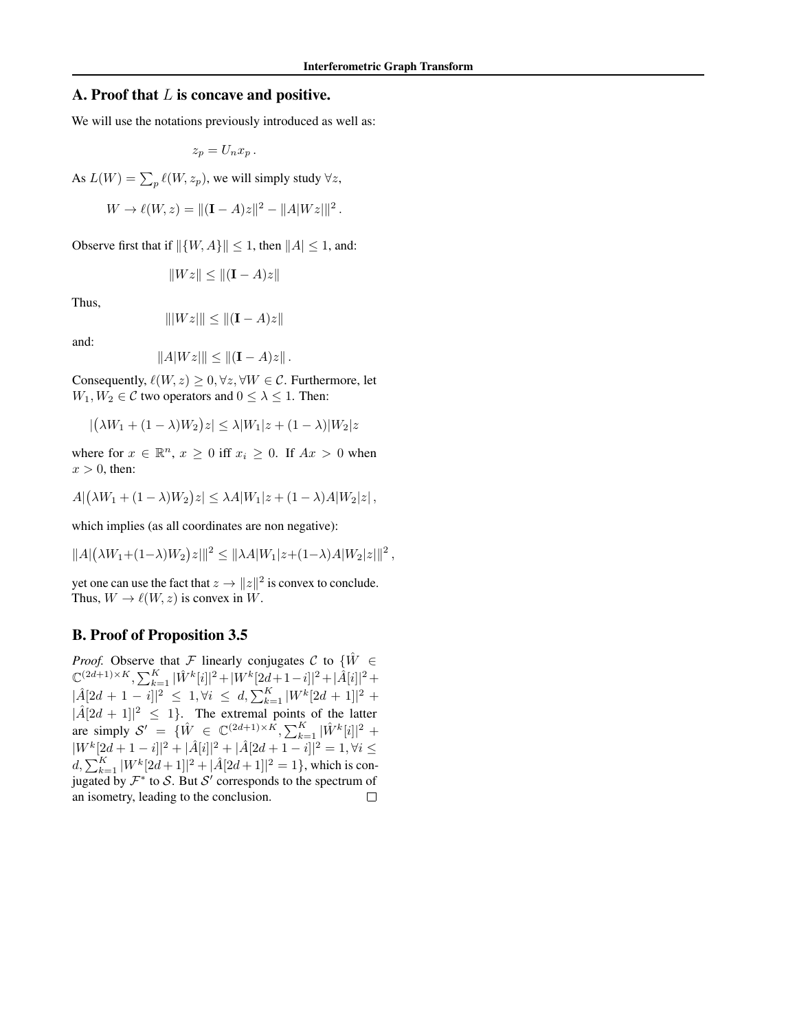## A. Proof that $L$ is concave and positive.

We will use the notations previously introduced as well as:

$$z_p = U_n x_p \,.$$

As $L(W) = \sum_p \ell(W, z_p)$, we will simply study $\forall z$,

$$W \to \ell(W, z) = \|(\mathbf{I} - A)z\|^2 - \|A|Wz|\|^2 \,.$$

Observe first that if $\|\{W, A\}\| \leq 1$, then $\|A| \leq 1$, and:

$$\|Wz\| \leq \|(\mathbf{I} - A)z\|$$

Thus,

$$\||Wz|\| \leq \|(\mathbf{I} - A)z\|$$

and:

$$\|A|Wz|\| \leq \|(\mathbf{I} - A)z\| \,.$$

Consequently, $\ell(W, z) \geq 0, \forall z, \forall W \in \mathcal{C}$. Furthermore, let $W_1, W_2 \in \mathcal{C}$ two operators and $0 \leq \lambda \leq 1$. Then:

$$|\big(\lambda W_1 + (1-\lambda)W_2\big)z| \leq \lambda |W_1| z + (1-\lambda)|W_2| z$$

where for $x \in \mathbb{R}^n$, $x \geq 0$ iff $x_i \geq 0$. If $Ax > 0$ when $x > 0$, then:

$$A|\big(\lambda W_1 + (1-\lambda)W_2\big)z| \leq \lambda A|W_1|z + (1-\lambda)A|W_2|z| \,,$$

which implies (as all coordinates are non negative):

$$\|A|\big(\lambda W_1 + (1-\lambda)W_2\big)z|\|^2 \leq \|\lambda A|W_1|z + (1-\lambda)A|W_2|z|\|^2 \,,$$

yet one can use the fact that $z \to \|z\|^2$ is convex to conclude. Thus, $W \to \ell(W, z)$ is convex in $W$.

## B. Proof of Proposition 3.5

*Proof.* Observe that $\mathcal{F}$ linearly conjugates $\mathcal{C}$ to $\{\hat{W} \in \mathbb{C}^{(2d+1)\times K}, \sum_{k=1}^K |\hat{W}^k[i]|^2 + |W^k[2d+1-i]|^2 + |\hat{A}[i]|^2 + |\hat{A}[2d+1-i]|^2 \leq 1, \forall i \leq d, \sum_{k=1}^K |W^k[2d+1]|^2 + |\hat{A}[2d+1]|^2 \leq 1\}$. The extremal points of the latter are simply $\mathcal{S}' = \{\hat{W} \in \mathbb{C}^{(2d+1)\times K}, \sum_{k=1}^K |\hat{W}^k[i]|^2 + |W^k[2d+1-i]|^2 + |\hat{A}[i]|^2 + |\hat{A}[2d+1-i]|^2 = 1, \forall i \leq d, \sum_{k=1}^K |W^k[2d+1]|^2 + |\hat{A}[2d+1]|^2 = 1\}$, which is conjugated by $\mathcal{F}^*$ to $\mathcal{S}$. But $\mathcal{S}'$ corresponds to the spectrum of an isometry, leading to the conclusion. □